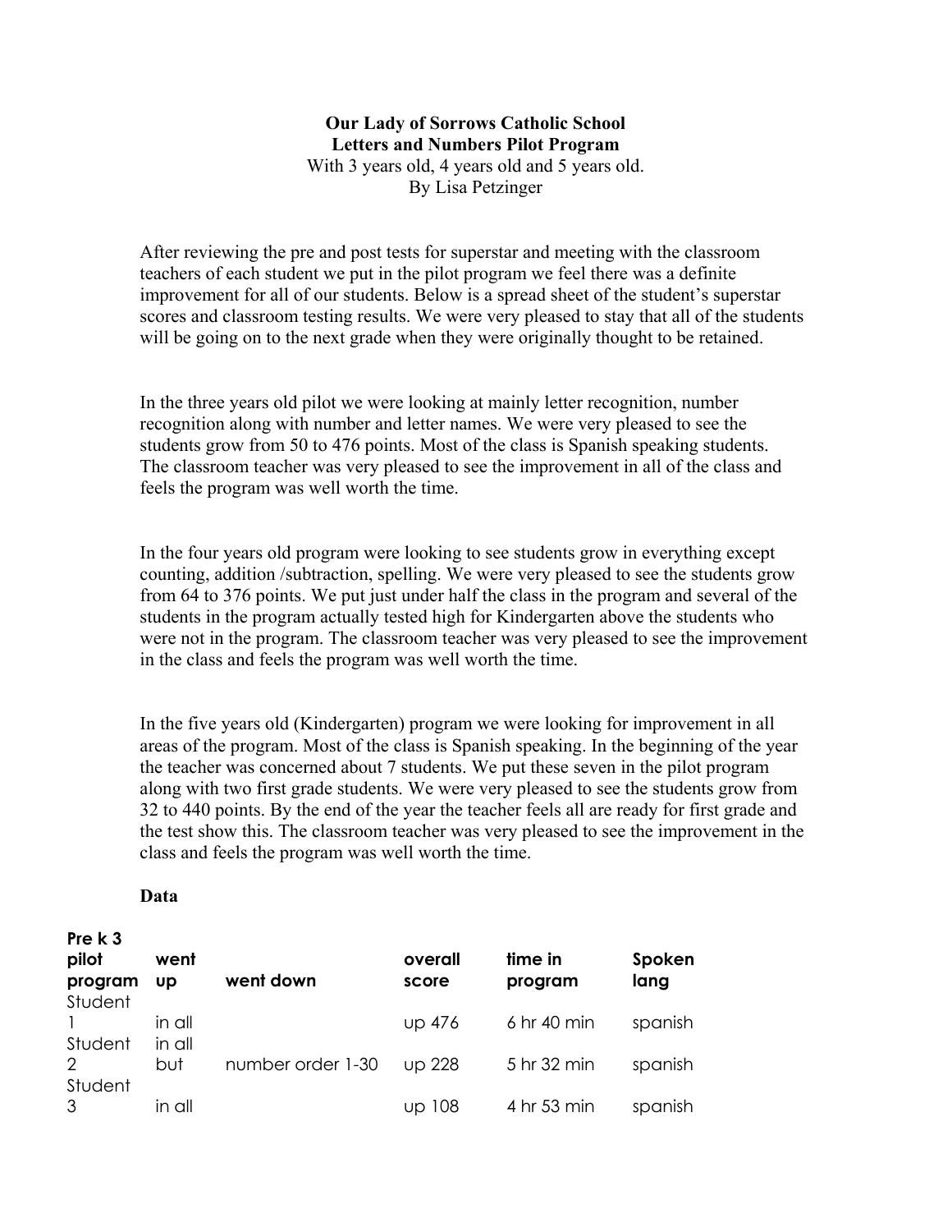**Our Lady of Sorrows Catholic School**
**Letters and Numbers Pilot Program**
With 3 years old, 4 years old and 5 years old.
By Lisa Petzinger

After reviewing the pre and post tests for superstar and meeting with the classroom teachers of each student we put in the pilot program we feel there was a definite improvement for all of our students. Below is a spread sheet of the student's superstar scores and classroom testing results. We were very pleased to stay that all of the students will be going on to the next grade when they were originally thought to be retained.

In the three years old pilot we were looking at mainly letter recognition, number recognition along with number and letter names. We were very pleased to see the students grow from 50 to 476 points. Most of the class is Spanish speaking students. The classroom teacher was very pleased to see the improvement in all of the class and feels the program was well worth the time.

In the four years old program were looking to see students grow in everything except counting, addition /subtraction, spelling. We were very pleased to see the students grow from 64 to 376 points. We put just under half the class in the program and several of the students in the program actually tested high for Kindergarten above the students who were not in the program. The classroom teacher was very pleased to see the improvement in the class and feels the program was well worth the time.

In the five years old (Kindergarten) program we were looking for improvement in all areas of the program. Most of the class is Spanish speaking. In the beginning of the year the teacher was concerned about 7 students. We put these seven in the pilot program along with two first grade students. We were very pleased to see the students grow from 32 to 440 points. By the end of the year the teacher feels all are ready for first grade and the test show this. The classroom teacher was very pleased to see the improvement in the class and feels the program was well worth the time.

**Data**

| **Pre k 3 pilot program** | **went up** | **went down** | **overall score** | **time in program** | **Spoken lang** |
|---|---|---|---|---|---|
| Student 1 | in all | | up 476 | 6 hr 40 min | spanish |
| Student 2 | in all but | number order 1-30 | up 228 | 5 hr 32 min | spanish |
| Student 3 | in all | | up 108 | 4 hr 53 min | spanish |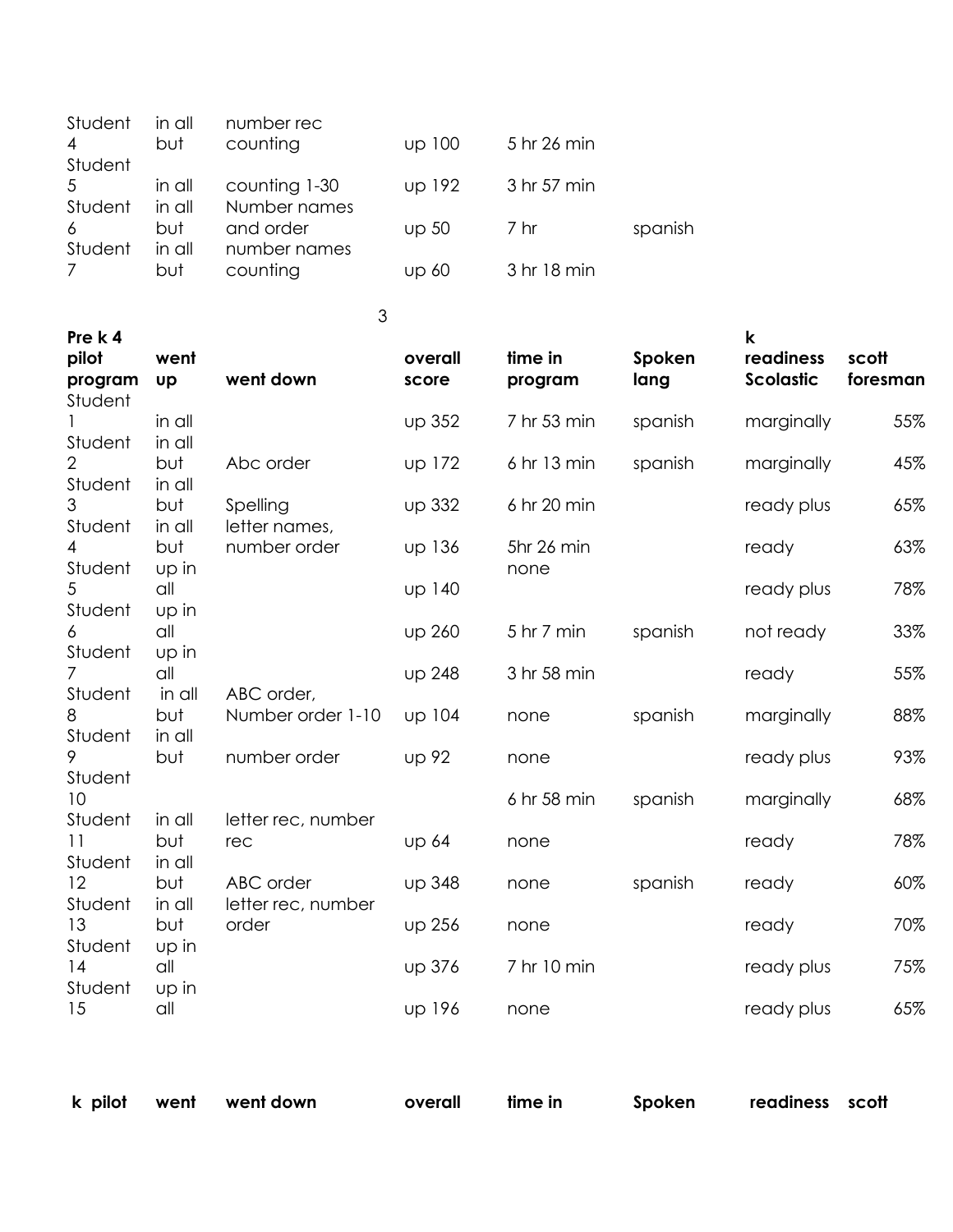| | | | | | |
|---|---|---|---|---|---|
| Student 4 | in all but | number rec counting | up 100 | 5 hr 26 min | |
| Student 5 | in all | counting 1-30 | up 192 | 3 hr 57 min | |
| Student 6 | in all but | Number names and order | up 50 | 7 hr | spanish |
| Student 7 | in all but | number names counting | up 60 | 3 hr 18 min | |

| Pre k 4 pilot program | went up | went down | overall score | time in program | Spoken lang | k readiness Scolastic | scott foresman |
|---|---|---|---|---|---|---|---|
| Student 1 | in all | | up 352 | 7 hr 53 min | spanish | marginally | 55% |
| Student 2 | in all but | Abc order | up 172 | 6 hr 13 min | spanish | marginally | 45% |
| Student 3 | in all but | Spelling | up 332 | 6 hr 20 min | | ready plus | 65% |
| Student 4 | in all but | letter names, number order | up 136 | 5hr 26 min | | ready | 63% |
| Student 5 | up in all | | up 140 | none | | ready plus | 78% |
| Student 6 | up in all | | up 260 | 5 hr 7 min | spanish | not ready | 33% |
| Student 7 | up in all | | up 248 | 3 hr 58 min | | ready | 55% |
| Student 8 | in all but | ABC order, Number order 1-10 | up 104 | none | spanish | marginally | 88% |
| Student 9 | in all but | number order | up 92 | none | | ready plus | 93% |
| Student 10 | | | | 6 hr 58 min | spanish | marginally | 68% |
| Student 11 | in all but | letter rec, number rec | up 64 | none | | ready | 78% |
| Student 12 | in all but | ABC order | up 348 | none | spanish | ready | 60% |
| Student 13 | in all but | letter rec, number order | up 256 | none | | ready | 70% |
| Student 14 | up in all | | up 376 | 7 hr 10 min | | ready plus | 75% |
| Student 15 | up in all | | up 196 | none | | ready plus | 65% |

| k pilot | went | went down | overall | time in | Spoken | readiness | scott |
|---|---|---|---|---|---|---|---|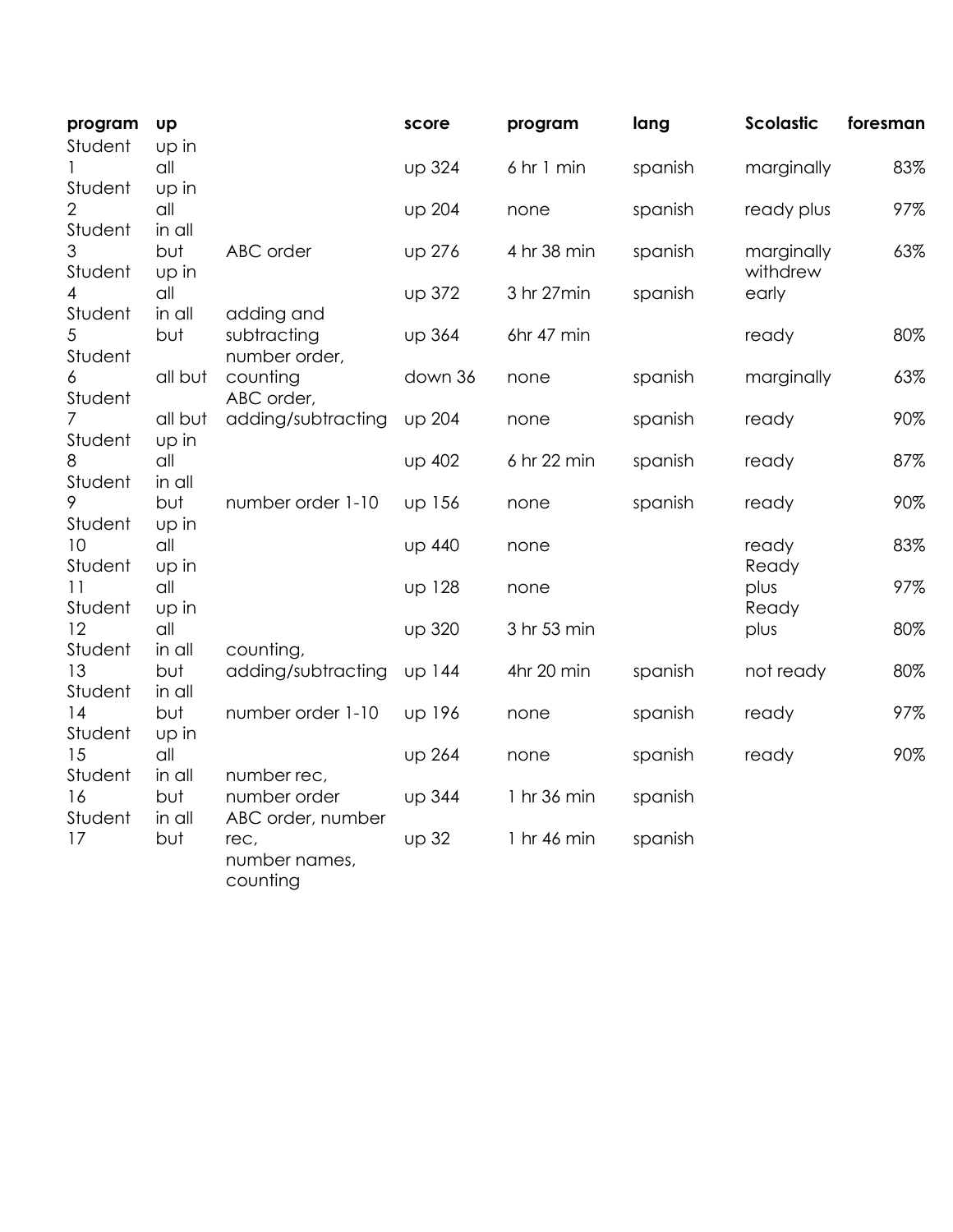| program | up | | score | program | lang | Scolastic | foresman |
|---|---|---|---|---|---|---|---|
| Student 1 | up in all | | up 324 | 6 hr 1 min | spanish | marginally | 83% |
| Student 2 | up in all | | up 204 | none | spanish | ready plus | 97% |
| Student 3 | in all but | ABC order | up 276 | 4 hr 38 min | spanish | marginally | 63% |
| Student 4 | up in all | | up 372 | 3 hr 27min | spanish | withdrew early | |
| Student 5 | in all but | adding and subtracting | up 364 | 6hr 47 min | | ready | 80% |
| Student 6 | all but | number order, counting | down 36 | none | spanish | marginally | 63% |
| Student 7 | all but | ABC order, adding/subtracting | up 204 | none | spanish | ready | 90% |
| Student 8 | up in all | | up 402 | 6 hr 22 min | spanish | ready | 87% |
| Student 9 | in all but | number order 1-10 | up 156 | none | spanish | ready | 90% |
| Student 10 | up in all | | up 440 | none | | ready | 83% |
| Student 11 | up in all | | up 128 | none | | Ready plus | 97% |
| Student 12 | up in all | | up 320 | 3 hr 53 min | | Ready plus | 80% |
| Student 13 | in all but | counting, adding/subtracting | up 144 | 4hr 20 min | spanish | not ready | 80% |
| Student 14 | in all but | number order 1-10 | up 196 | none | spanish | ready | 97% |
| Student 15 | up in all | | up 264 | none | spanish | ready | 90% |
| Student 16 | in all but | number rec, number order | up 344 | 1 hr 36 min | spanish | | |
| Student 17 | in all but | ABC order, number rec, number names, counting | up 32 | 1 hr 46 min | spanish | | |